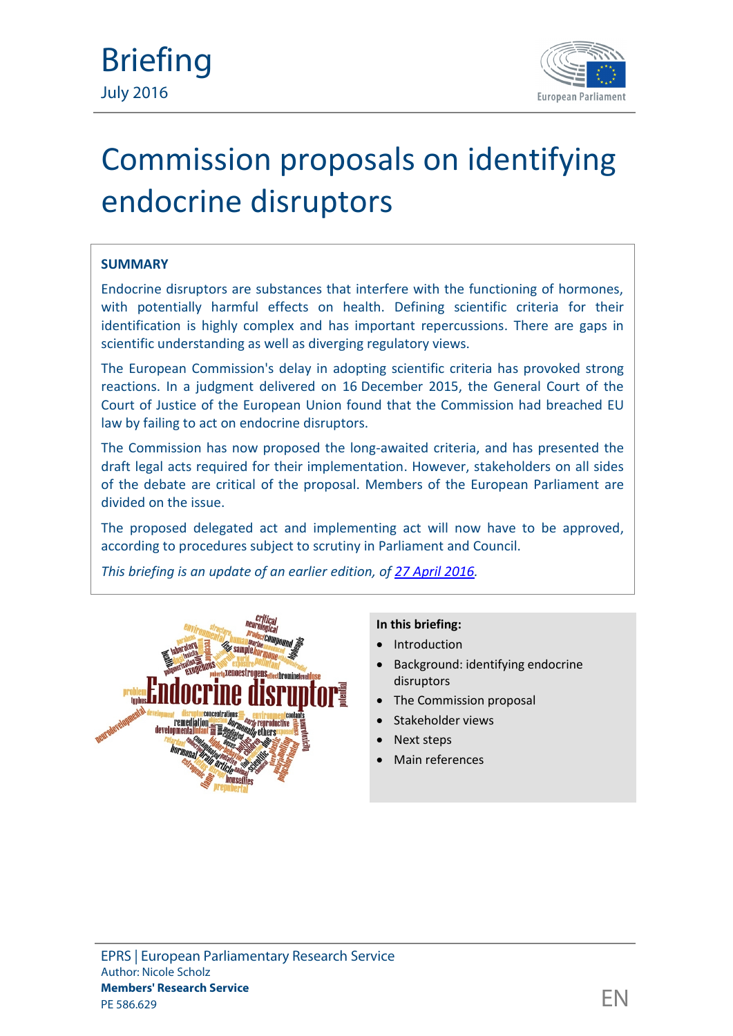# Briefing

July 2016

# Commission proposals on identifying endocrine disruptors

**SUMMARY**

Endocrine disruptors are substances that interfere with the functioning of hormones, with potentially harmful effects on health. Defining scientific criteria for their identification is highly complex and has important repercussions. There are gaps in scientific understanding as well as diverging regulatory views.

The European Commission's delay in adopting scientific criteria has provoked strong reactions. In a judgment delivered on 16 December 2015, the General Court of the Court of Justice of the European Union found that the Commission had breached EU law by failing to act on endocrine disruptors.

The Commission has now proposed the long-awaited criteria, and has presented the draft legal acts required for their implementation. However, stakeholders on all sides of the debate are critical of the proposal. Members of the European Parliament are divided on the issue.

The proposed delegated act and implementing act will now have to be approved, according to procedures subject to scrutiny in Parliament and Council.

*This briefing is an update of an earlier edition, of [27 April 2016](27 April 2016).*

**In this briefing:**

- Introduction
- Background: identifying endocrine disruptors
- The Commission proposal
- Stakeholder views
- Next steps
- Main references

EPRS | European Parliamentary Research Service

Author: Nicole Scholz

**Members' Research Service**

PE 586.629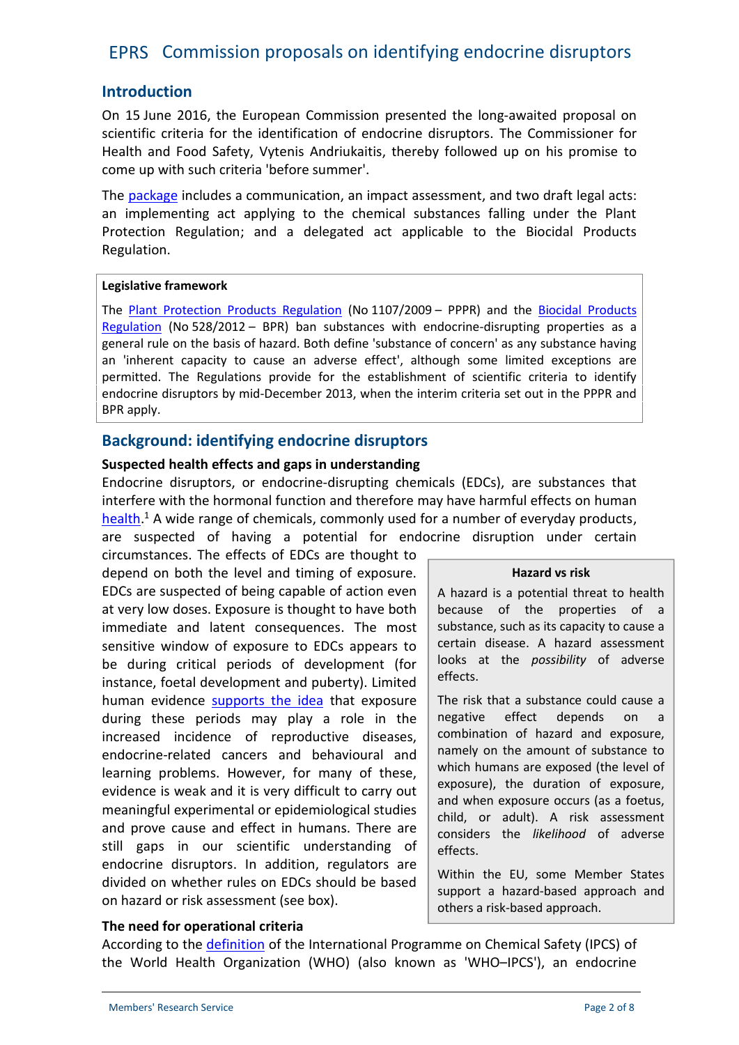## Introduction

On 15 June 2016, the European Commission presented the long-awaited proposal on scientific criteria for the identification of endocrine disruptors. The Commissioner for Health and Food Safety, Vytenis Andriukaitis, thereby followed up on his promise to come up with such criteria 'before summer'.

The package includes a communication, an impact assessment, and two draft legal acts: an implementing act applying to the chemical substances falling under the Plant Protection Regulation; and a delegated act applicable to the Biocidal Products Regulation.

> **Legislative framework**
>
> The Plant Protection Products Regulation (No 1107/2009 – PPPR) and the Biocidal Products Regulation (No 528/2012 – BPR) ban substances with endocrine-disrupting properties as a general rule on the basis of hazard. Both define 'substance of concern' as any substance having an 'inherent capacity to cause an adverse effect', although some limited exceptions are permitted. The Regulations provide for the establishment of scientific criteria to identify endocrine disruptors by mid-December 2013, when the interim criteria set out in the PPPR and BPR apply.

## Background: identifying endocrine disruptors

### Suspected health effects and gaps in understanding

Endocrine disruptors, or endocrine-disrupting chemicals (EDCs), are substances that interfere with the hormonal function and therefore may have harmful effects on human health.[1] A wide range of chemicals, commonly used for a number of everyday products, are suspected of having a potential for endocrine disruption under certain circumstances. The effects of EDCs are thought to depend on both the level and timing of exposure. EDCs are suspected of being capable of action even at very low doses. Exposure is thought to have both immediate and latent consequences. The most sensitive window of exposure to EDCs appears to be during critical periods of development (for instance, foetal development and puberty). Limited human evidence supports the idea that exposure during these periods may play a role in the increased incidence of reproductive diseases, endocrine-related cancers and behavioural and learning problems. However, for many of these, evidence is weak and it is very difficult to carry out meaningful experimental or epidemiological studies and prove cause and effect in humans. There are still gaps in our scientific understanding of endocrine disruptors. In addition, regulators are divided on whether rules on EDCs should be based on hazard or risk assessment (see box).

> **Hazard vs risk**
>
> A hazard is a potential threat to health because of the properties of a substance, such as its capacity to cause a certain disease. A hazard assessment looks at the *possibility* of adverse effects.
>
> The risk that a substance could cause a negative effect depends on a combination of hazard and exposure, namely on the amount of substance to which humans are exposed (the level of exposure), the duration of exposure, and when exposure occurs (as a foetus, child, or adult). A risk assessment considers the *likelihood* of adverse effects.
>
> Within the EU, some Member States support a hazard-based approach and others a risk-based approach.

### The need for operational criteria

According to the definition of the International Programme on Chemical Safety (IPCS) of the World Health Organization (WHO) (also known as 'WHO–IPCS'), an endocrine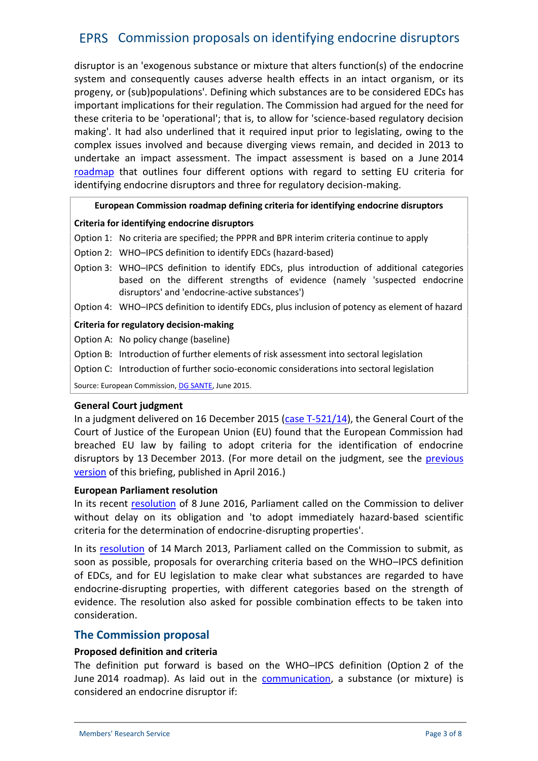disruptor is an 'exogenous substance or mixture that alters function(s) of the endocrine system and consequently causes adverse health effects in an intact organism, or its progeny, or (sub)populations'. Defining which substances are to be considered EDCs has important implications for their regulation. The Commission had argued for the need for these criteria to be 'operational'; that is, to allow for 'science-based regulatory decision making'. It had also underlined that it required input prior to legislating, owing to the complex issues involved and because diverging views remain, and decided in 2013 to undertake an impact assessment. The impact assessment is based on a June 2014 roadmap that outlines four different options with regard to setting EU criteria for identifying endocrine disruptors and three for regulatory decision-making.

**European Commission roadmap defining criteria for identifying endocrine disruptors**

**Criteria for identifying endocrine disruptors**

| | |
|---|---|
| Option 1: | No criteria are specified; the PPPR and BPR interim criteria continue to apply |
| Option 2: | WHO–IPCS definition to identify EDCs (hazard-based) |
| Option 3: | WHO–IPCS definition to identify EDCs, plus introduction of additional categories based on the different strengths of evidence (namely 'suspected endocrine disruptors' and 'endocrine-active substances') |
| Option 4: | WHO–IPCS definition to identify EDCs, plus inclusion of potency as element of hazard |

**Criteria for regulatory decision-making**

| | |
|---|---|
| Option A: | No policy change (baseline) |
| Option B: | Introduction of further elements of risk assessment into sectoral legislation |
| Option C: | Introduction of further socio-economic considerations into sectoral legislation |

Source: European Commission, DG SANTE, June 2015.

**General Court judgment**

In a judgment delivered on 16 December 2015 (case T-521/14), the General Court of the Court of Justice of the European Union (EU) found that the European Commission had breached EU law by failing to adopt criteria for the identification of endocrine disruptors by 13 December 2013. (For more detail on the judgment, see the previous version of this briefing, published in April 2016.)

**European Parliament resolution**

In its recent resolution of 8 June 2016, Parliament called on the Commission to deliver without delay on its obligation and 'to adopt immediately hazard-based scientific criteria for the determination of endocrine-disrupting properties'.

In its resolution of 14 March 2013, Parliament called on the Commission to submit, as soon as possible, proposals for overarching criteria based on the WHO–IPCS definition of EDCs, and for EU legislation to make clear what substances are regarded to have endocrine-disrupting properties, with different categories based on the strength of evidence. The resolution also asked for possible combination effects to be taken into consideration.

## The Commission proposal

**Proposed definition and criteria**

The definition put forward is based on the WHO–IPCS definition (Option 2 of the June 2014 roadmap). As laid out in the communication, a substance (or mixture) is considered an endocrine disruptor if: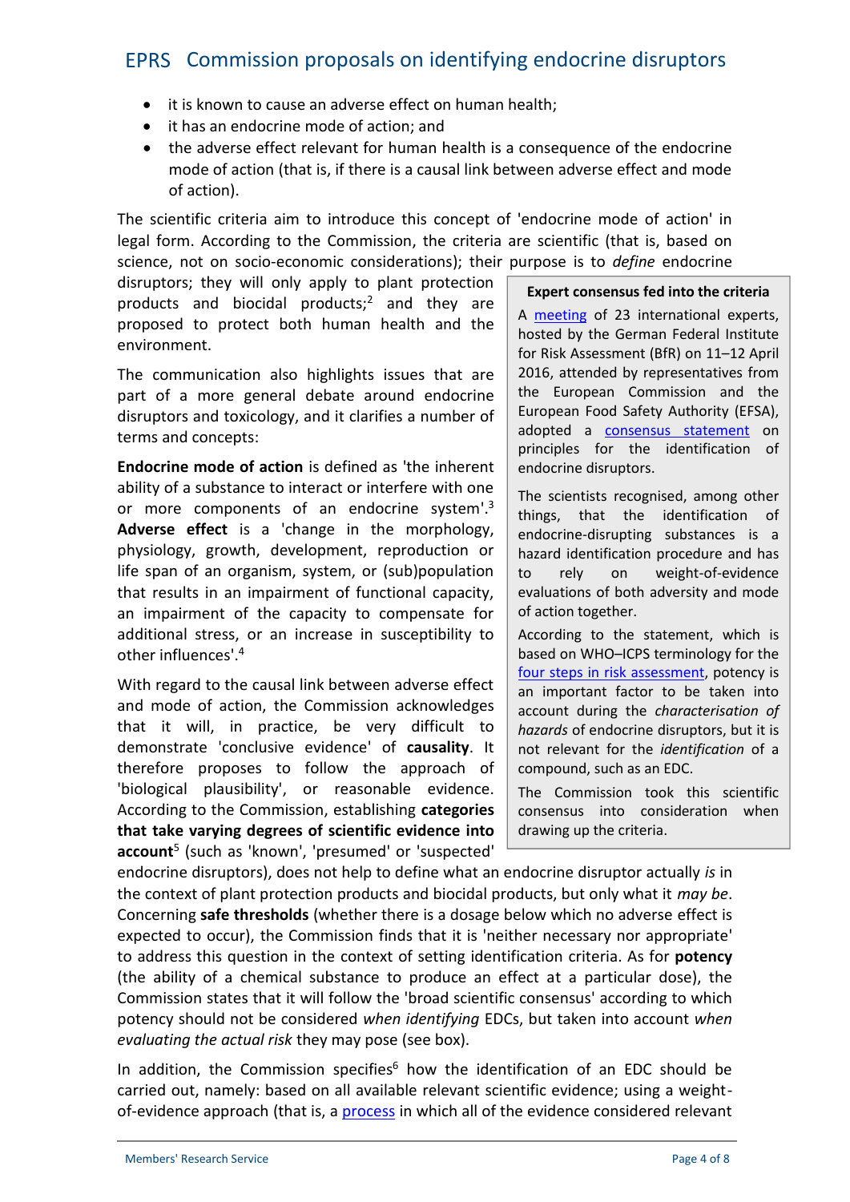- it is known to cause an adverse effect on human health;
- it has an endocrine mode of action; and
- the adverse effect relevant for human health is a consequence of the endocrine mode of action (that is, if there is a causal link between adverse effect and mode of action).

The scientific criteria aim to introduce this concept of 'endocrine mode of action' in legal form. According to the Commission, the criteria are scientific (that is, based on science, not on socio-economic considerations); their purpose is to *define* endocrine disruptors; they will only apply to plant protection products and biocidal products;[2] and they are proposed to protect both human health and the environment.

The communication also highlights issues that are part of a more general debate around endocrine disruptors and toxicology, and it clarifies a number of terms and concepts:

**Endocrine mode of action** is defined as 'the inherent ability of a substance to interact or interfere with one or more components of an endocrine system'.[3] **Adverse effect** is a 'change in the morphology, physiology, growth, development, reproduction or life span of an organism, system, or (sub)population that results in an impairment of functional capacity, an impairment of the capacity to compensate for additional stress, or an increase in susceptibility to other influences'.[4]

With regard to the causal link between adverse effect and mode of action, the Commission acknowledges that it will, in practice, be very difficult to demonstrate 'conclusive evidence' of **causality**. It therefore proposes to follow the approach of 'biological plausibility', or reasonable evidence. According to the Commission, establishing **categories that take varying degrees of scientific evidence into account**[5] (such as 'known', 'presumed' or 'suspected' endocrine disruptors), does not help to define what an endocrine disruptor actually *is* in the context of plant protection products and biocidal products, but only what it *may be*. Concerning **safe thresholds** (whether there is a dosage below which no adverse effect is expected to occur), the Commission finds that it is 'neither necessary nor appropriate' to address this question in the context of setting identification criteria. As for **potency** (the ability of a chemical substance to produce an effect at a particular dose), the Commission states that it will follow the 'broad scientific consensus' according to which potency should not be considered *when identifying* EDCs, but taken into account *when evaluating the actual risk* they may pose (see box).

> **Expert consensus fed into the criteria**
>
> A meeting of 23 international experts, hosted by the German Federal Institute for Risk Assessment (BfR) on 11–12 April 2016, attended by representatives from the European Commission and the European Food Safety Authority (EFSA), adopted a consensus statement on principles for the identification of endocrine disruptors.
>
> The scientists recognised, among other things, that the identification of endocrine-disrupting substances is a hazard identification procedure and has to rely on weight-of-evidence evaluations of both adversity and mode of action together.
>
> According to the statement, which is based on WHO–ICPS terminology for the four steps in risk assessment, potency is an important factor to be taken into account during the *characterisation of hazards* of endocrine disruptors, but it is not relevant for the *identification* of a compound, such as an EDC.
>
> The Commission took this scientific consensus into consideration when drawing up the criteria.

In addition, the Commission specifies[6] how the identification of an EDC should be carried out, namely: based on all available relevant scientific evidence; using a weight-of-evidence approach (that is, a process in which all of the evidence considered relevant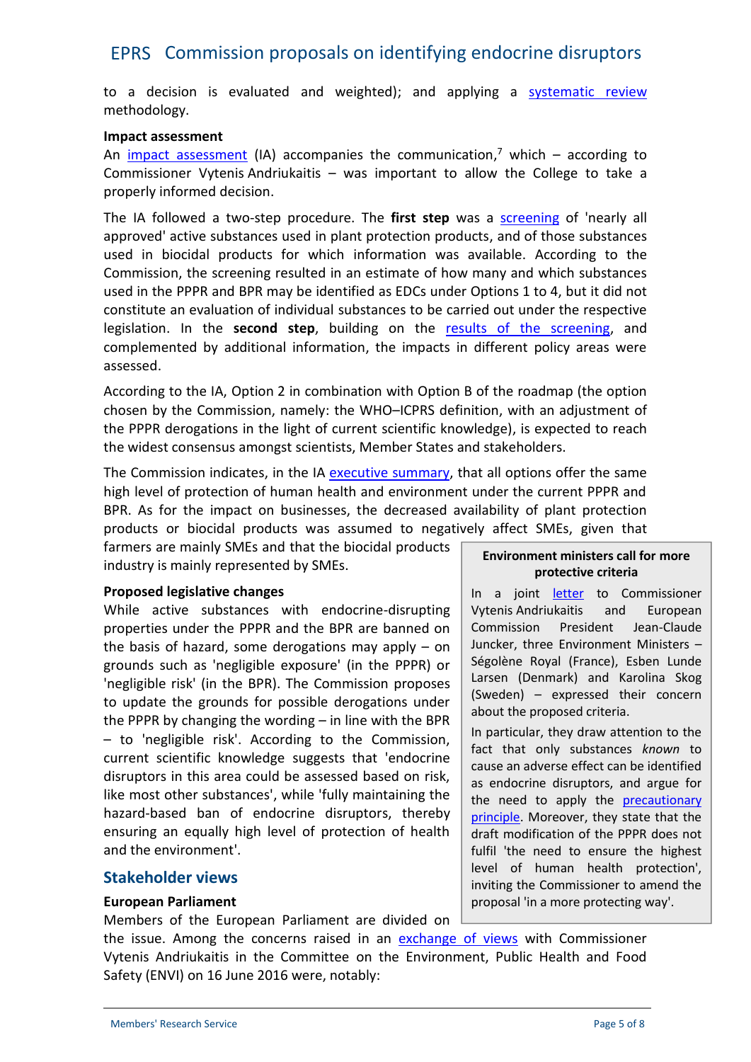to a decision is evaluated and weighted); and applying a systematic review methodology.

**Impact assessment**

An impact assessment (IA) accompanies the communication,[7] which – according to Commissioner Vytenis Andriukaitis – was important to allow the College to take a properly informed decision.

The IA followed a two-step procedure. The **first step** was a screening of 'nearly all approved' active substances used in plant protection products, and of those substances used in biocidal products for which information was available. According to the Commission, the screening resulted in an estimate of how many and which substances used in the PPPR and BPR may be identified as EDCs under Options 1 to 4, but it did not constitute an evaluation of individual substances to be carried out under the respective legislation. In the **second step**, building on the results of the screening, and complemented by additional information, the impacts in different policy areas were assessed.

According to the IA, Option 2 in combination with Option B of the roadmap (the option chosen by the Commission, namely: the WHO–ICPRS definition, with an adjustment of the PPPR derogations in the light of current scientific knowledge), is expected to reach the widest consensus amongst scientists, Member States and stakeholders.

The Commission indicates, in the IA executive summary, that all options offer the same high level of protection of human health and environment under the current PPPR and BPR. As for the impact on businesses, the decreased availability of plant protection products or biocidal products was assumed to negatively affect SMEs, given that farmers are mainly SMEs and that the biocidal products industry is mainly represented by SMEs.

**Proposed legislative changes**

While active substances with endocrine-disrupting properties under the PPPR and the BPR are banned on the basis of hazard, some derogations may apply – on grounds such as 'negligible exposure' (in the PPPR) or 'negligible risk' (in the BPR). The Commission proposes to update the grounds for possible derogations under the PPPR by changing the wording – in line with the BPR – to 'negligible risk'. According to the Commission, current scientific knowledge suggests that 'endocrine disruptors in this area could be assessed based on risk, like most other substances', while 'fully maintaining the hazard-based ban of endocrine disruptors, thereby ensuring an equally high level of protection of health and the environment'.

> **Environment ministers call for more protective criteria**
>
> In a joint letter to Commissioner Vytenis Andriukaitis and European Commission President Jean-Claude Juncker, three Environment Ministers – Ségolène Royal (France), Esben Lunde Larsen (Denmark) and Karolina Skog (Sweden) – expressed their concern about the proposed criteria.
>
> In particular, they draw attention to the fact that only substances *known* to cause an adverse effect can be identified as endocrine disruptors, and argue for the need to apply the precautionary principle. Moreover, they state that the draft modification of the PPPR does not fulfil 'the need to ensure the highest level of human health protection', inviting the Commissioner to amend the proposal 'in a more protecting way'.

## Stakeholder views

**European Parliament**

Members of the European Parliament are divided on the issue. Among the concerns raised in an exchange of views with Commissioner Vytenis Andriukaitis in the Committee on the Environment, Public Health and Food Safety (ENVI) on 16 June 2016 were, notably: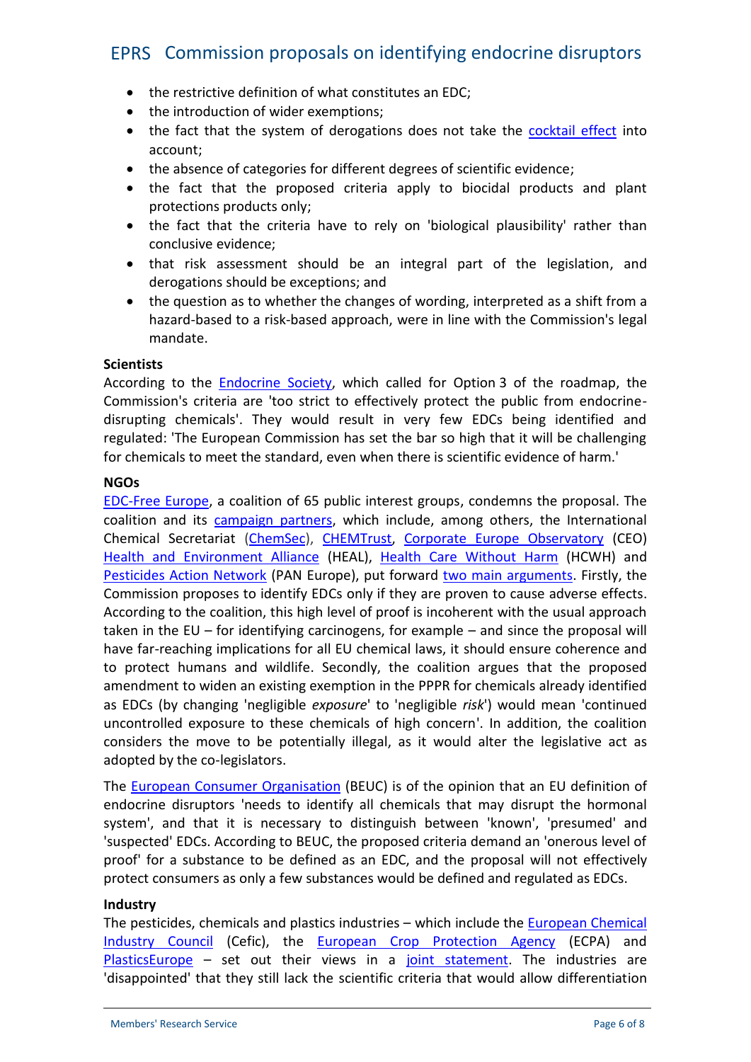- the restrictive definition of what constitutes an EDC;
- the introduction of wider exemptions;
- the fact that the system of derogations does not take the cocktail effect into account;
- the absence of categories for different degrees of scientific evidence;
- the fact that the proposed criteria apply to biocidal products and plant protections products only;
- the fact that the criteria have to rely on 'biological plausibility' rather than conclusive evidence;
- that risk assessment should be an integral part of the legislation, and derogations should be exceptions; and
- the question as to whether the changes of wording, interpreted as a shift from a hazard-based to a risk-based approach, were in line with the Commission's legal mandate.

**Scientists**

According to the Endocrine Society, which called for Option 3 of the roadmap, the Commission's criteria are 'too strict to effectively protect the public from endocrine-disrupting chemicals'. They would result in very few EDCs being identified and regulated: 'The European Commission has set the bar so high that it will be challenging for chemicals to meet the standard, even when there is scientific evidence of harm.'

**NGOs**

EDC-Free Europe, a coalition of 65 public interest groups, condemns the proposal. The coalition and its campaign partners, which include, among others, the International Chemical Secretariat (ChemSec), CHEMTrust, Corporate Europe Observatory (CEO) Health and Environment Alliance (HEAL), Health Care Without Harm (HCWH) and Pesticides Action Network (PAN Europe), put forward two main arguments. Firstly, the Commission proposes to identify EDCs only if they are proven to cause adverse effects. According to the coalition, this high level of proof is incoherent with the usual approach taken in the EU – for identifying carcinogens, for example – and since the proposal will have far-reaching implications for all EU chemical laws, it should ensure coherence and to protect humans and wildlife. Secondly, the coalition argues that the proposed amendment to widen an existing exemption in the PPPR for chemicals already identified as EDCs (by changing 'negligible *exposure*' to 'negligible *risk*') would mean 'continued uncontrolled exposure to these chemicals of high concern'. In addition, the coalition considers the move to be potentially illegal, as it would alter the legislative act as adopted by the co-legislators.

The European Consumer Organisation (BEUC) is of the opinion that an EU definition of endocrine disruptors 'needs to identify all chemicals that may disrupt the hormonal system', and that it is necessary to distinguish between 'known', 'presumed' and 'suspected' EDCs. According to BEUC, the proposed criteria demand an 'onerous level of proof' for a substance to be defined as an EDC, and the proposal will not effectively protect consumers as only a few substances would be defined and regulated as EDCs.

**Industry**

The pesticides, chemicals and plastics industries – which include the European Chemical Industry Council (Cefic), the European Crop Protection Agency (ECPA) and PlasticsEurope – set out their views in a joint statement. The industries are 'disappointed' that they still lack the scientific criteria that would allow differentiation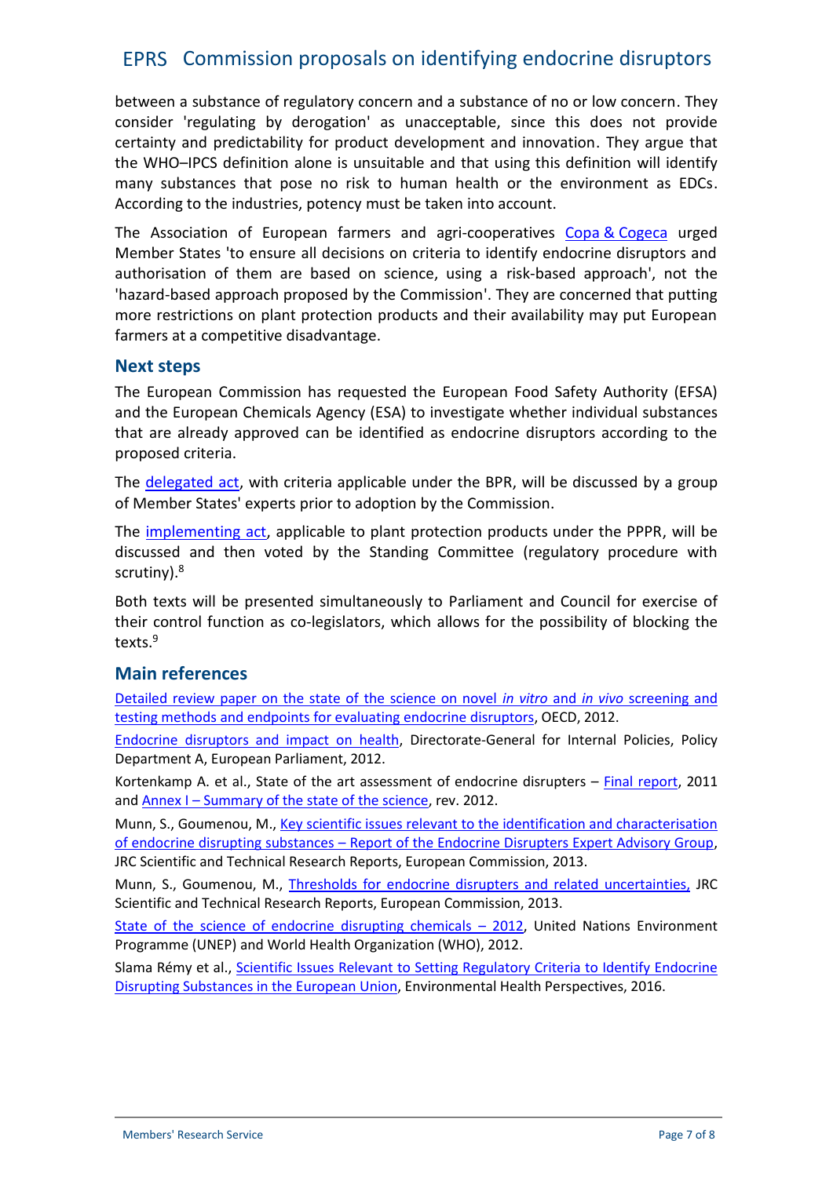between a substance of regulatory concern and a substance of no or low concern. They consider 'regulating by derogation' as unacceptable, since this does not provide certainty and predictability for product development and innovation. They argue that the WHO–IPCS definition alone is unsuitable and that using this definition will identify many substances that pose no risk to human health or the environment as EDCs. According to the industries, potency must be taken into account.

The Association of European farmers and agri-cooperatives Copa & Cogeca urged Member States 'to ensure all decisions on criteria to identify endocrine disruptors and authorisation of them are based on science, using a risk-based approach', not the 'hazard-based approach proposed by the Commission'. They are concerned that putting more restrictions on plant protection products and their availability may put European farmers at a competitive disadvantage.

## Next steps

The European Commission has requested the European Food Safety Authority (EFSA) and the European Chemicals Agency (ESA) to investigate whether individual substances that are already approved can be identified as endocrine disruptors according to the proposed criteria.

The delegated act, with criteria applicable under the BPR, will be discussed by a group of Member States' experts prior to adoption by the Commission.

The implementing act, applicable to plant protection products under the PPPR, will be discussed and then voted by the Standing Committee (regulatory procedure with scrutiny).[8]

Both texts will be presented simultaneously to Parliament and Council for exercise of their control function as co-legislators, which allows for the possibility of blocking the texts.[9]

## Main references

Detailed review paper on the state of the science on novel *in vitro* and *in vivo* screening and testing methods and endpoints for evaluating endocrine disruptors, OECD, 2012.

Endocrine disruptors and impact on health, Directorate-General for Internal Policies, Policy Department A, European Parliament, 2012.

Kortenkamp A. et al., State of the art assessment of endocrine disrupters – Final report, 2011 and Annex I – Summary of the state of the science, rev. 2012.

Munn, S., Goumenou, M., Key scientific issues relevant to the identification and characterisation of endocrine disrupting substances – Report of the Endocrine Disrupters Expert Advisory Group, JRC Scientific and Technical Research Reports, European Commission, 2013.

Munn, S., Goumenou, M., Thresholds for endocrine disrupters and related uncertainties, JRC Scientific and Technical Research Reports, European Commission, 2013.

State of the science of endocrine disrupting chemicals – 2012, United Nations Environment Programme (UNEP) and World Health Organization (WHO), 2012.

Slama Rémy et al., Scientific Issues Relevant to Setting Regulatory Criteria to Identify Endocrine Disrupting Substances in the European Union, Environmental Health Perspectives, 2016.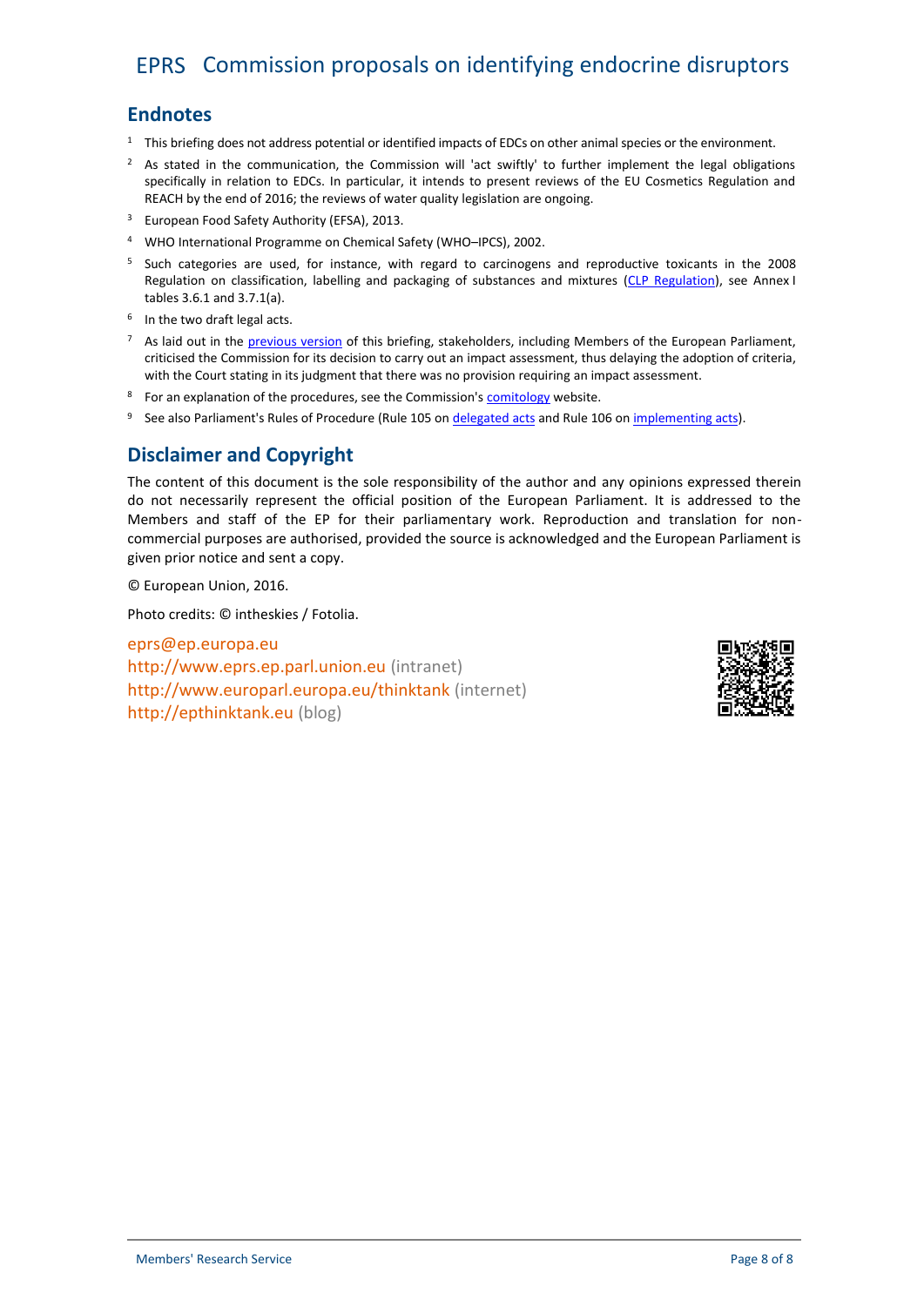## Endnotes

1. This briefing does not address potential or identified impacts of EDCs on other animal species or the environment.
2. As stated in the communication, the Commission will 'act swiftly' to further implement the legal obligations specifically in relation to EDCs. In particular, it intends to present reviews of the EU Cosmetics Regulation and REACH by the end of 2016; the reviews of water quality legislation are ongoing.
3. European Food Safety Authority (EFSA), 2013.
4. WHO International Programme on Chemical Safety (WHO–IPCS), 2002.
5. Such categories are used, for instance, with regard to carcinogens and reproductive toxicants in the 2008 Regulation on classification, labelling and packaging of substances and mixtures (CLP Regulation), see Annex I tables 3.6.1 and 3.7.1(a).
6. In the two draft legal acts.
7. As laid out in the previous version of this briefing, stakeholders, including Members of the European Parliament, criticised the Commission for its decision to carry out an impact assessment, thus delaying the adoption of criteria, with the Court stating in its judgment that there was no provision requiring an impact assessment.
8. For an explanation of the procedures, see the Commission's comitology website.
9. See also Parliament's Rules of Procedure (Rule 105 on delegated acts and Rule 106 on implementing acts).

## Disclaimer and Copyright

The content of this document is the sole responsibility of the author and any opinions expressed therein do not necessarily represent the official position of the European Parliament. It is addressed to the Members and staff of the EP for their parliamentary work. Reproduction and translation for non-commercial purposes are authorised, provided the source is acknowledged and the European Parliament is given prior notice and sent a copy.

© European Union, 2016.

Photo credits: © intheskies / Fotolia.

eprs@ep.europa.eu
http://www.eprs.ep.parl.union.eu (intranet)
http://www.europarl.europa.eu/thinktank (internet)
http://epthinktank.eu (blog)